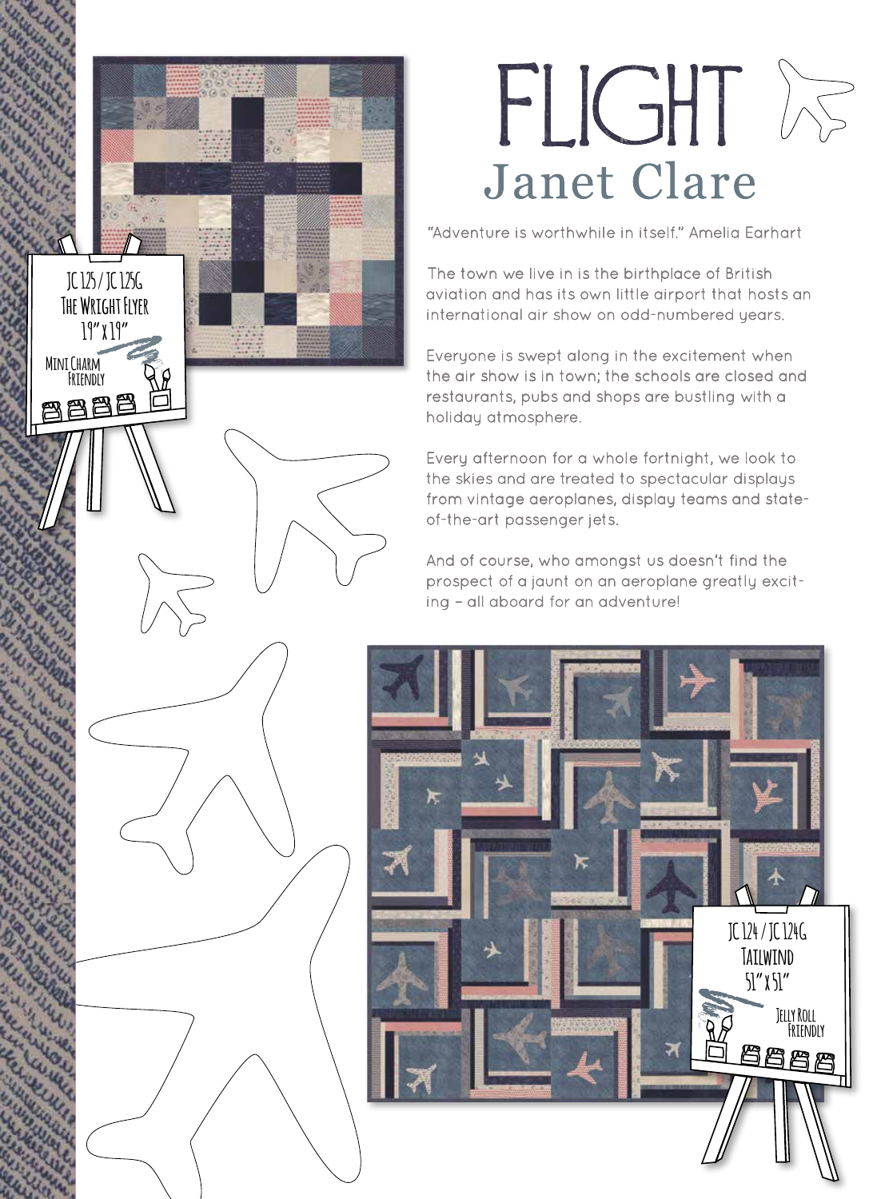# FLIGHT

## Janet Clare

"Adventure is worthwhile in itself." Amelia Earhart

The town we live in is the birthplace of British aviation and has its own little airport that hosts an international air show on odd-numbered years.

Everyone is swept along in the excitement when the air show is in town; the schools are closed and restaurants, pubs and shops are bustling with a holiday atmosphere.

Every afternoon for a whole fortnight, we look to the skies and are treated to spectacular displays from vintage aeroplanes, display teams and state-of-the-art passenger jets.

And of course, who amongst us doesn't find the prospect of a jaunt on an aeroplane greatly exciting – all aboard for an adventure!

JC125 / JC125G
The Wright Flyer
19" x 19"
Mini Charm Friendly

JC124 / JC124G
Tailwind
51" x 51"
Jelly Roll Friendly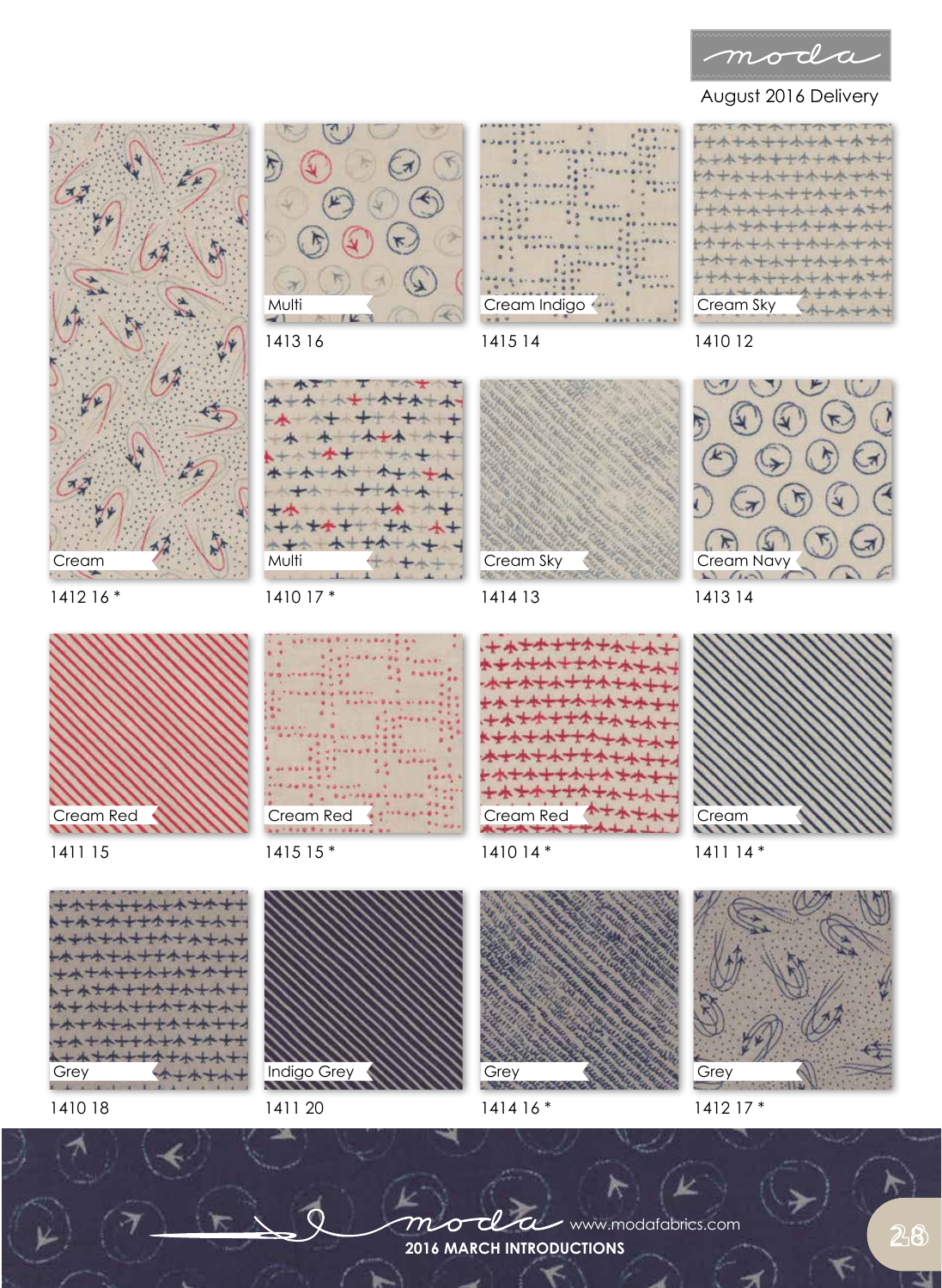August 2016 Delivery

Multi
1413 16

Cream Indigo
1415 14

Cream Sky
1410 12

Cream
1412 16 *

Multi
1410 17 *

Cream Sky
1414 13

Cream Navy
1413 14

Cream Red
1411 15

Cream Red
1415 15 *

Cream Red
1410 14 *

Cream
1411 14 *

Grey
1410 18

Indigo Grey
1411 20

Grey
1414 16 *

Grey
1412 17 *

www.modafabrics.com

**2016 MARCH INTRODUCTIONS**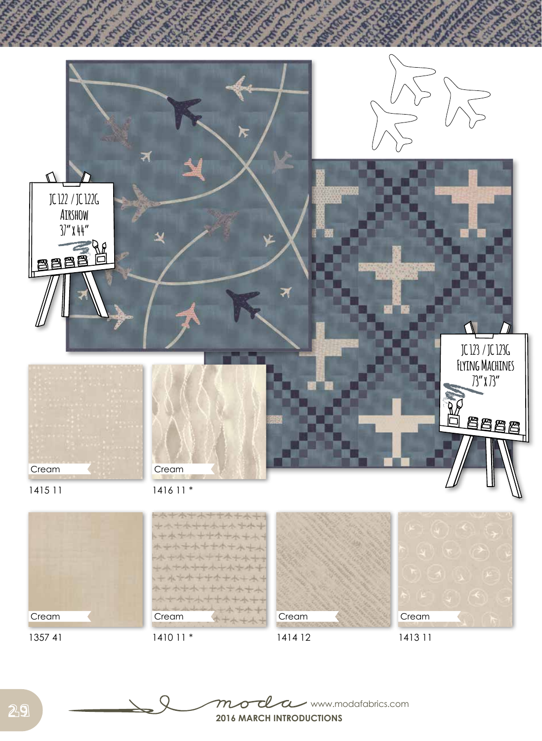JC 122 / JC 122G
Airshow
37" x 44"

JC 123 / JC 123G
Flying Machines
73" x 73"

Cream
1415 11

Cream
1416 11 *

Cream
1357 41

Cream
1410 11 *

Cream
1414 12

Cream
1413 11

moda www.modafabrics.com
**2016 MARCH INTRODUCTIONS**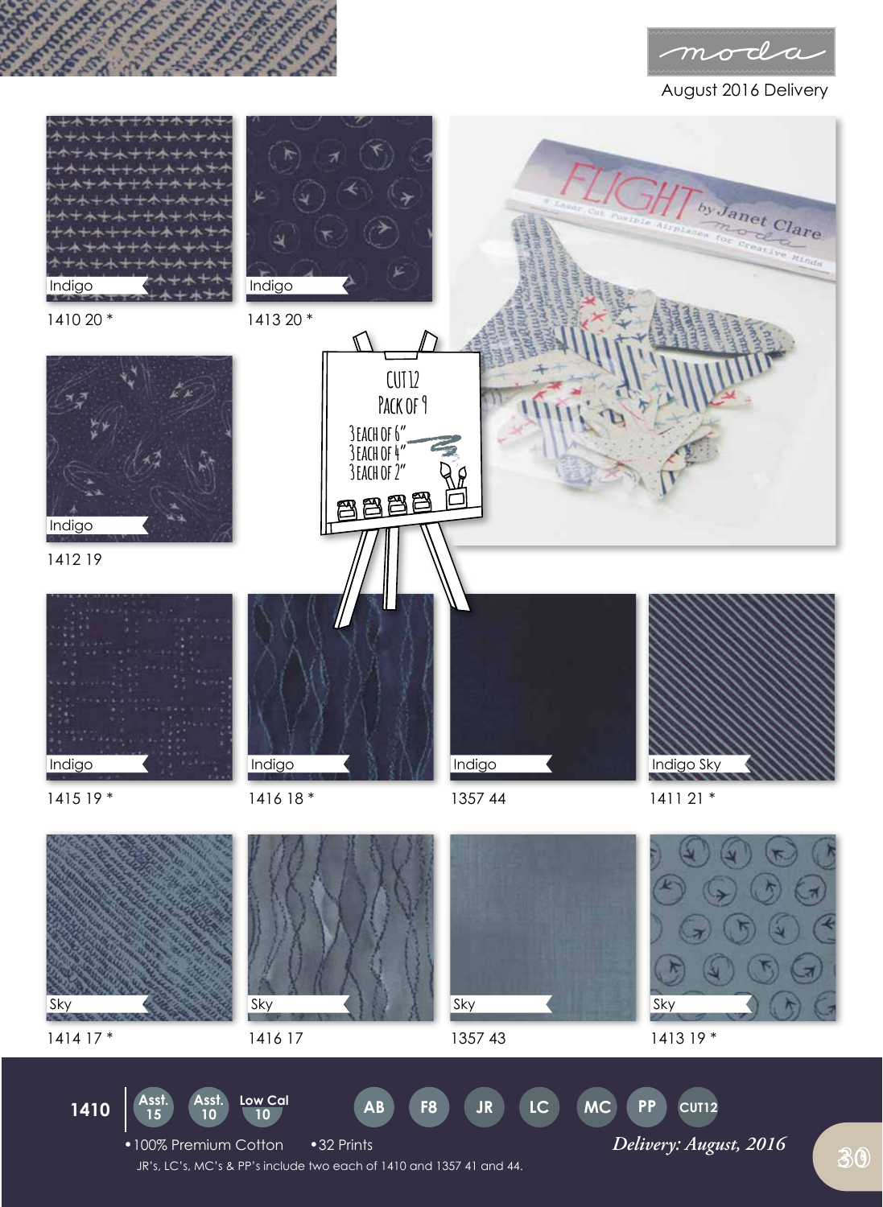August 2016 Delivery

Indigo

1410 20 *

Indigo

1413 20 *

FLIGHT by Janet Clare

9 Laser Cut Fusible Airplanes for Creative Minds

CUT12
PACK OF 9
3 EACH OF 6"
3 EACH OF 4"
3 EACH OF 2"

Indigo

1412 19

Indigo

1415 19 *

Indigo

1416 18 *

Indigo

1357 44

Indigo Sky

1411 21 *

Sky

1414 17 *

Sky

1416 17

Sky

1357 43

Sky

1413 19 *

**1410** | Asst. 15 | Asst. 10 | Low Cal 10 | AB | F8 | JR | LC | MC | PP | CUT12

- 100% Premium Cotton
- 32 Prints

JR's, LC's, MC's & PP's include two each of 1410 and 1357 41 and 44.

*Delivery: August, 2016*